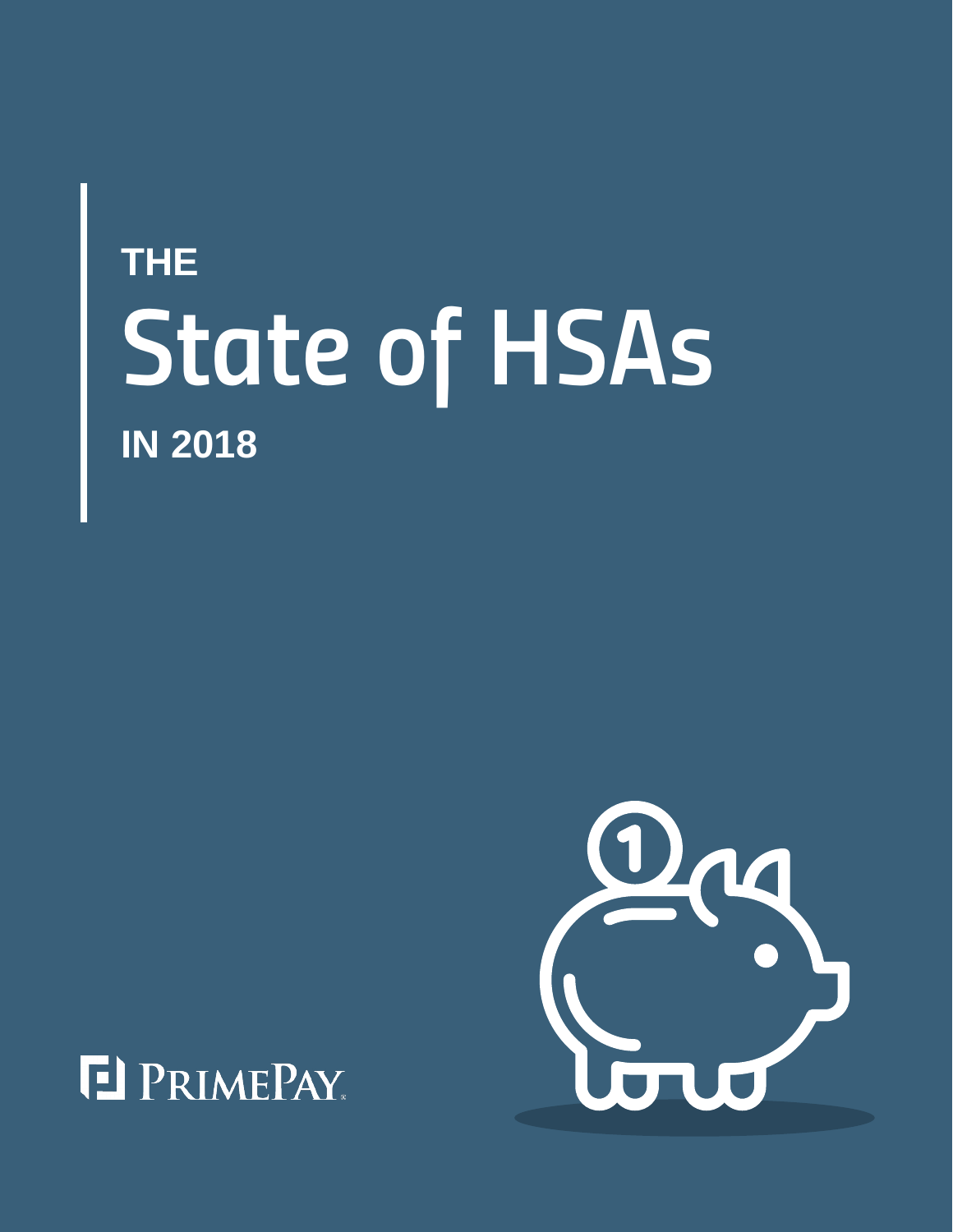THE

# State of HSAs

IN 2018

PRIMEPAY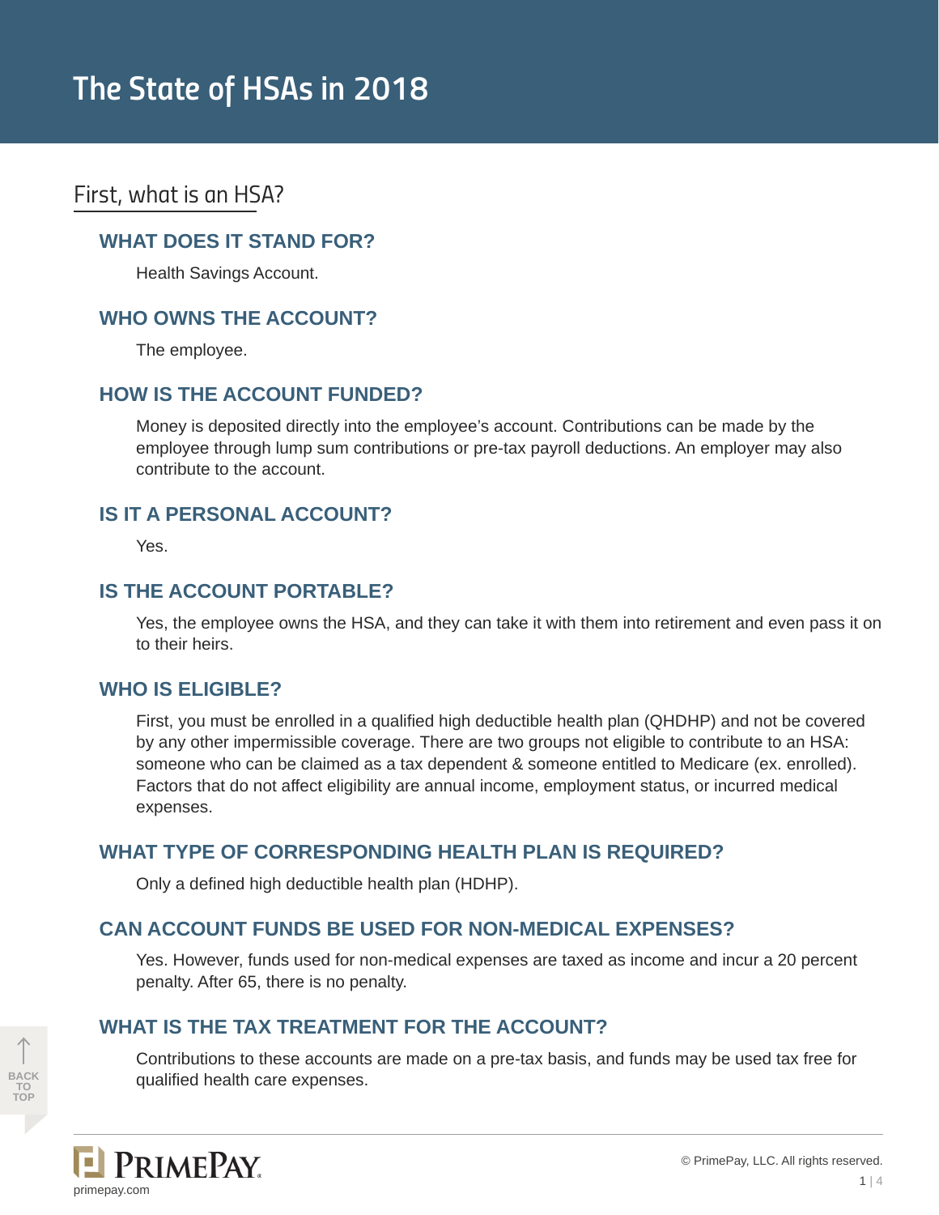# The State of HSAs in 2018

## First, what is an HSA?

### WHAT DOES IT STAND FOR?

Health Savings Account.

### WHO OWNS THE ACCOUNT?

The employee.

### HOW IS THE ACCOUNT FUNDED?

Money is deposited directly into the employee's account. Contributions can be made by the employee through lump sum contributions or pre-tax payroll deductions. An employer may also contribute to the account.

### IS IT A PERSONAL ACCOUNT?

Yes.

### IS THE ACCOUNT PORTABLE?

Yes, the employee owns the HSA, and they can take it with them into retirement and even pass it on to their heirs.

### WHO IS ELIGIBLE?

First, you must be enrolled in a qualified high deductible health plan (QHDHP) and not be covered by any other impermissible coverage. There are two groups not eligible to contribute to an HSA: someone who can be claimed as a tax dependent & someone entitled to Medicare (ex. enrolled). Factors that do not affect eligibility are annual income, employment status, or incurred medical expenses.

### WHAT TYPE OF CORRESPONDING HEALTH PLAN IS REQUIRED?

Only a defined high deductible health plan (HDHP).

### CAN ACCOUNT FUNDS BE USED FOR NON-MEDICAL EXPENSES?

Yes. However, funds used for non-medical expenses are taxed as income and incur a 20 percent penalty. After 65, there is no penalty.

### WHAT IS THE TAX TREATMENT FOR THE ACCOUNT?

Contributions to these accounts are made on a pre-tax basis, and funds may be used tax free for qualified health care expenses.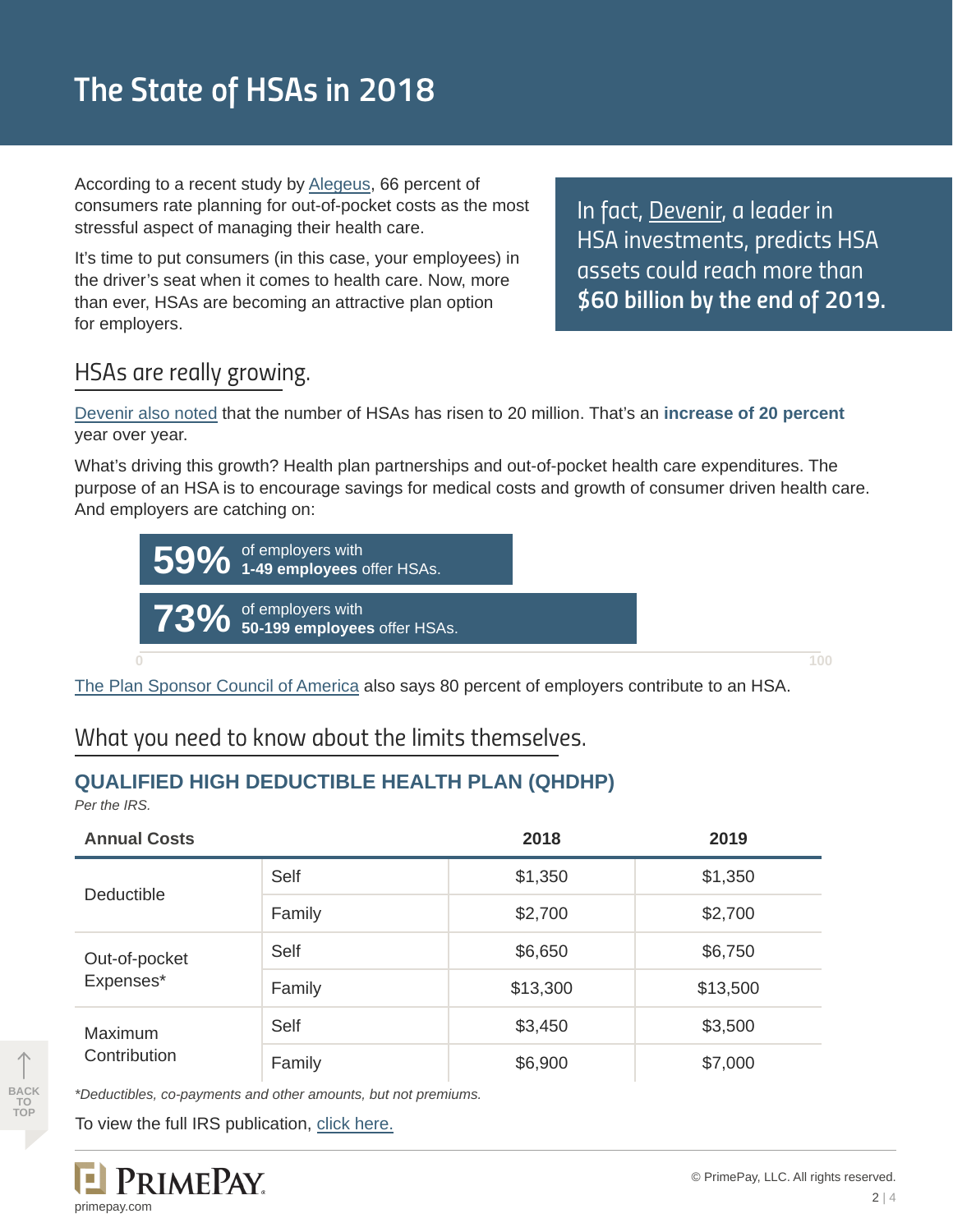# The State of HSAs in 2018

According to a recent study by Alegeus, 66 percent of consumers rate planning for out-of-pocket costs as the most stressful aspect of managing their health care.

It's time to put consumers (in this case, your employees) in the driver's seat when it comes to health care. Now, more than ever, HSAs are becoming an attractive plan option for employers.

> In fact, Devenir, a leader in HSA investments, predicts HSA assets could reach more than **$60 billion by the end of 2019.**

## HSAs are really growing.

Devenir also noted that the number of HSAs has risen to 20 million. That's an **increase of 20 percent** year over year.

What's driving this growth? Health plan partnerships and out-of-pocket health care expenditures. The purpose of an HSA is to encourage savings for medical costs and growth of consumer driven health care. And employers are catching on:

- **59%** of employers with **1-49 employees** offer HSAs.
- **73%** of employers with **50-199 employees** offer HSAs.

The Plan Sponsor Council of America also says 80 percent of employers contribute to an HSA.

## What you need to know about the limits themselves.

### QUALIFIED HIGH DEDUCTIBLE HEALTH PLAN (QHDHP)

*Per the IRS.*

| Annual Costs | | 2018 | 2019 |
|---|---|---|---|
| Deductible | Self | $1,350 | $1,350 |
| | Family | $2,700 | $2,700 |
| Out-of-pocket Expenses* | Self | $6,650 | $6,750 |
| | Family | $13,300 | $13,500 |
| Maximum Contribution | Self | $3,450 | $3,500 |
| | Family | $6,900 | $7,000 |

*\*Deductibles, co-payments and other amounts, but not premiums.*

To view the full IRS publication, click here.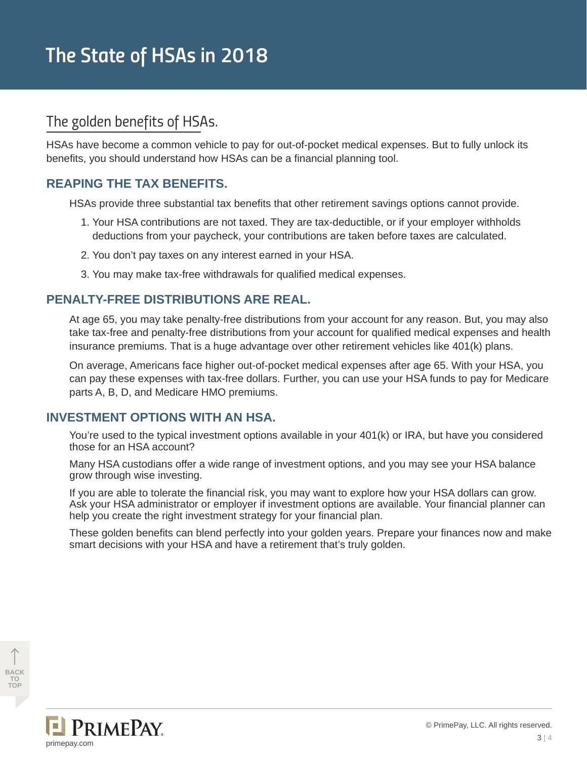## The golden benefits of HSAs.

HSAs have become a common vehicle to pay for out-of-pocket medical expenses. But to fully unlock its benefits, you should understand how HSAs can be a financial planning tool.

### REAPING THE TAX BENEFITS.

HSAs provide three substantial tax benefits that other retirement savings options cannot provide.

1. Your HSA contributions are not taxed. They are tax-deductible, or if your employer withholds deductions from your paycheck, your contributions are taken before taxes are calculated.
2. You don't pay taxes on any interest earned in your HSA.
3. You may make tax-free withdrawals for qualified medical expenses.

### PENALTY-FREE DISTRIBUTIONS ARE REAL.

At age 65, you may take penalty-free distributions from your account for any reason. But, you may also take tax-free and penalty-free distributions from your account for qualified medical expenses and health insurance premiums. That is a huge advantage over other retirement vehicles like 401(k) plans.

On average, Americans face higher out-of-pocket medical expenses after age 65. With your HSA, you can pay these expenses with tax-free dollars. Further, you can use your HSA funds to pay for Medicare parts A, B, D, and Medicare HMO premiums.

### INVESTMENT OPTIONS WITH AN HSA.

You're used to the typical investment options available in your 401(k) or IRA, but have you considered those for an HSA account?

Many HSA custodians offer a wide range of investment options, and you may see your HSA balance grow through wise investing.

If you are able to tolerate the financial risk, you may want to explore how your HSA dollars can grow. Ask your HSA administrator or employer if investment options are available. Your financial planner can help you create the right investment strategy for your financial plan.

These golden benefits can blend perfectly into your golden years. Prepare your finances now and make smart decisions with your HSA and have a retirement that's truly golden.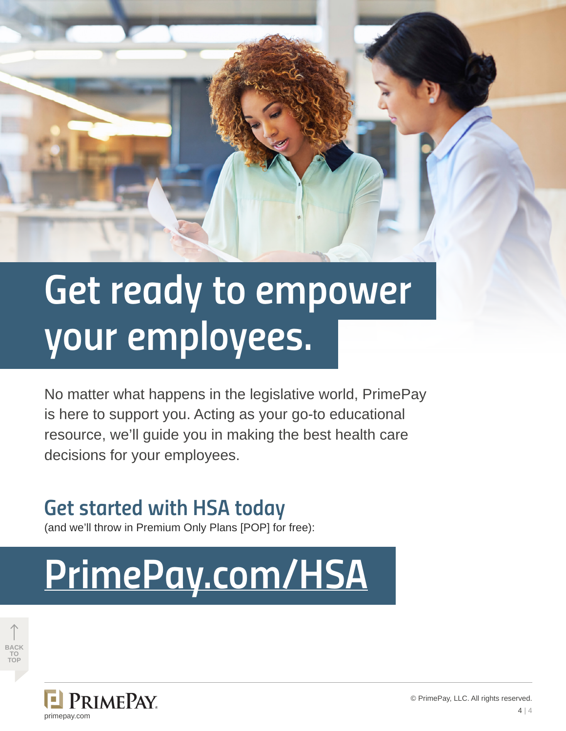# Get ready to empower your employees.

No matter what happens in the legislative world, PrimePay is here to support you. Acting as your go-to educational resource, we'll guide you in making the best health care decisions for your employees.

## Get started with HSA today

(and we'll throw in Premium Only Plans [POP] for free):

# PrimePay.com/HSA

BACK TO TOP

PrimePay

primepay.com

© PrimePay, LLC. All rights reserved.